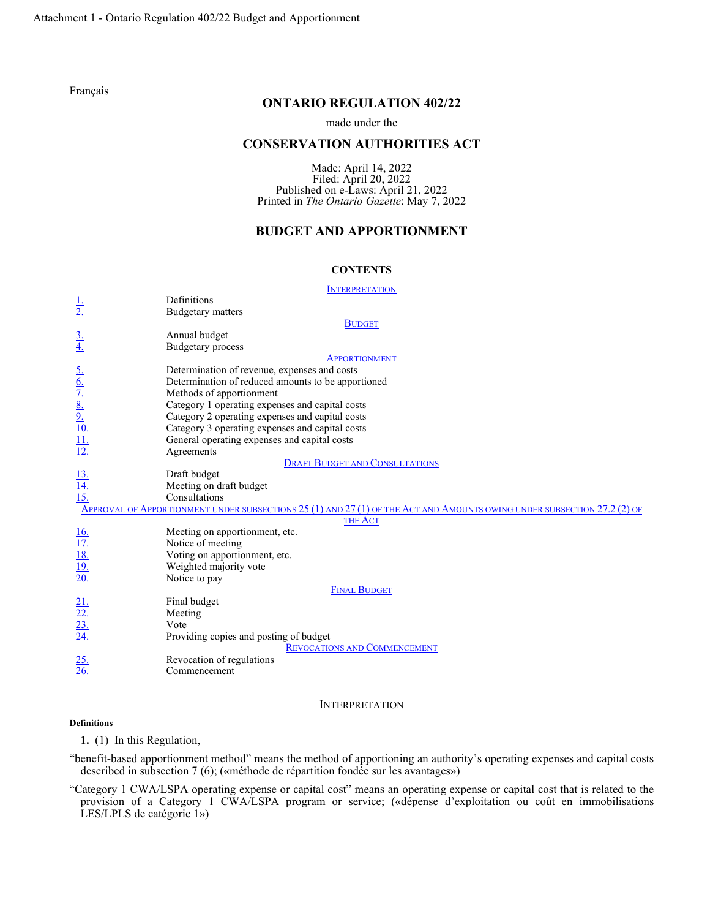Attachment 1 - Ontario Regulation 402/22 Budget and Apportionment

Français

# ONTARIO REGULATION 402/22

made under the

## CONSERVATION AUTHORITIES ACT

Made: April 14, 2022
Filed: April 20, 2022
Published on e-Laws: April 21, 2022
Printed in *The Ontario Gazette*: May 7, 2022

## BUDGET AND APPORTIONMENT

### CONTENTS

INTERPRETATION

| | |
|---|---|
| 1. | Definitions |
| 2. | Budgetary matters |
| | **BUDGET** |
| 3. | Annual budget |
| 4. | Budgetary process |
| | **APPORTIONMENT** |
| 5. | Determination of revenue, expenses and costs |
| 6. | Determination of reduced amounts to be apportioned |
| 7. | Methods of apportionment |
| 8. | Category 1 operating expenses and capital costs |
| 9. | Category 2 operating expenses and capital costs |
| 10. | Category 3 operating expenses and capital costs |
| 11. | General operating expenses and capital costs |
| 12. | Agreements |
| | **DRAFT BUDGET AND CONSULTATIONS** |
| 13. | Draft budget |
| 14. | Meeting on draft budget |
| 15. | Consultations |
| | **APPROVAL OF APPORTIONMENT UNDER SUBSECTIONS 25 (1) AND 27 (1) OF THE ACT AND AMOUNTS OWING UNDER SUBSECTION 27.2 (2) OF THE ACT** |
| 16. | Meeting on apportionment, etc. |
| 17. | Notice of meeting |
| 18. | Voting on apportionment, etc. |
| 19. | Weighted majority vote |
| 20. | Notice to pay |
| | **FINAL BUDGET** |
| 21. | Final budget |
| 22. | Meeting |
| 23. | Vote |
| 24. | Providing copies and posting of budget |
| | **REVOCATIONS AND COMMENCEMENT** |
| 25. | Revocation of regulations |
| 26. | Commencement |

### INTERPRETATION

**Definitions**

**1.** (1) In this Regulation,

"benefit-based apportionment method" means the method of apportioning an authority's operating expenses and capital costs described in subsection 7 (6); («méthode de répartition fondée sur les avantages»)

"Category 1 CWA/LSPA operating expense or capital cost" means an operating expense or capital cost that is related to the provision of a Category 1 CWA/LSPA program or service; («dépense d'exploitation ou coût en immobilisations LES/LPLS de catégorie 1»)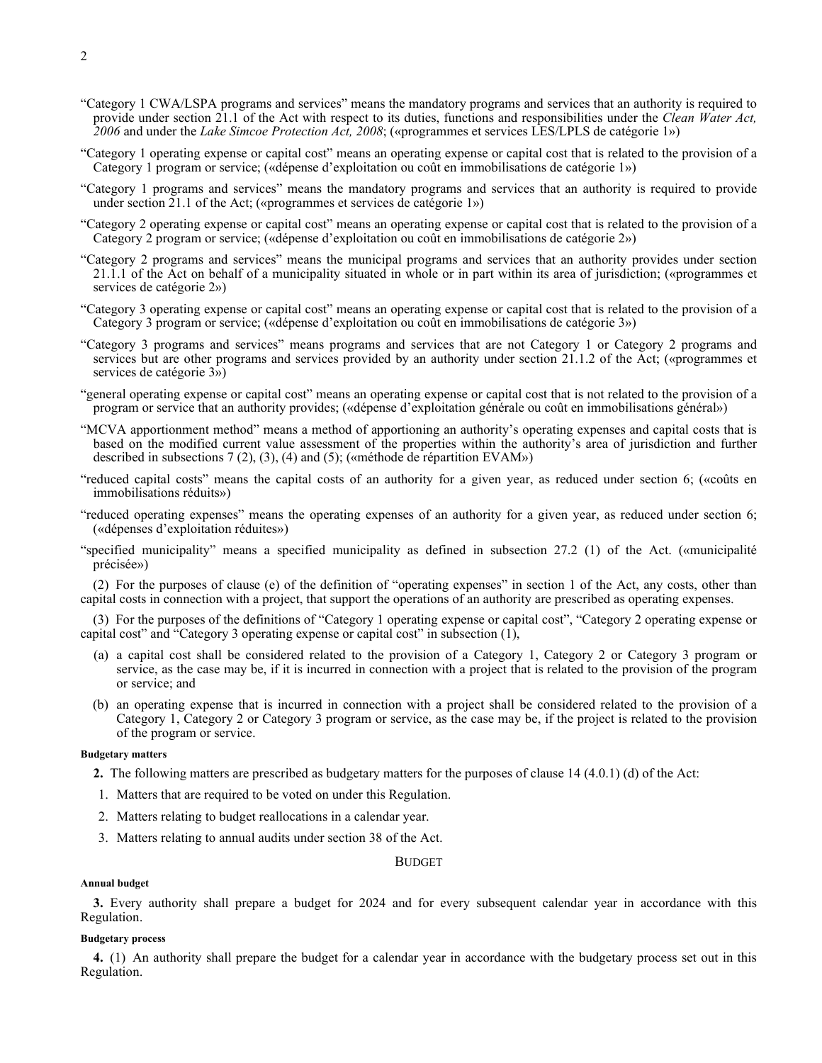"Category 1 CWA/LSPA programs and services" means the mandatory programs and services that an authority is required to provide under section 21.1 of the Act with respect to its duties, functions and responsibilities under the *Clean Water Act, 2006* and under the *Lake Simcoe Protection Act, 2008*; («programmes et services LES/LPLS de catégorie 1»)

"Category 1 operating expense or capital cost" means an operating expense or capital cost that is related to the provision of a Category 1 program or service; («dépense d'exploitation ou coût en immobilisations de catégorie 1»)

"Category 1 programs and services" means the mandatory programs and services that an authority is required to provide under section 21.1 of the Act; («programmes et services de catégorie 1»)

"Category 2 operating expense or capital cost" means an operating expense or capital cost that is related to the provision of a Category 2 program or service; («dépense d'exploitation ou coût en immobilisations de catégorie 2»)

"Category 2 programs and services" means the municipal programs and services that an authority provides under section 21.1.1 of the Act on behalf of a municipality situated in whole or in part within its area of jurisdiction; («programmes et services de catégorie 2»)

"Category 3 operating expense or capital cost" means an operating expense or capital cost that is related to the provision of a Category 3 program or service; («dépense d'exploitation ou coût en immobilisations de catégorie 3»)

"Category 3 programs and services" means programs and services that are not Category 1 or Category 2 programs and services but are other programs and services provided by an authority under section 21.1.2 of the Act; («programmes et services de catégorie 3»)

"general operating expense or capital cost" means an operating expense or capital cost that is not related to the provision of a program or service that an authority provides; («dépense d'exploitation générale ou coût en immobilisations général»)

"MCVA apportionment method" means a method of apportioning an authority's operating expenses and capital costs that is based on the modified current value assessment of the properties within the authority's area of jurisdiction and further described in subsections 7 (2), (3), (4) and (5); («méthode de répartition EVAM»)

"reduced capital costs" means the capital costs of an authority for a given year, as reduced under section 6; («coûts en immobilisations réduits»)

"reduced operating expenses" means the operating expenses of an authority for a given year, as reduced under section 6; («dépenses d'exploitation réduites»)

"specified municipality" means a specified municipality as defined in subsection 27.2 (1) of the Act. («municipalité précisée»)

(2) For the purposes of clause (e) of the definition of "operating expenses" in section 1 of the Act, any costs, other than capital costs in connection with a project, that support the operations of an authority are prescribed as operating expenses.

(3) For the purposes of the definitions of "Category 1 operating expense or capital cost", "Category 2 operating expense or capital cost" and "Category 3 operating expense or capital cost" in subsection (1),

(a) a capital cost shall be considered related to the provision of a Category 1, Category 2 or Category 3 program or service, as the case may be, if it is incurred in connection with a project that is related to the provision of the program or service; and

(b) an operating expense that is incurred in connection with a project shall be considered related to the provision of a Category 1, Category 2 or Category 3 program or service, as the case may be, if the project is related to the provision of the program or service.

##### Budgetary matters

**2.** The following matters are prescribed as budgetary matters for the purposes of clause 14 (4.0.1) (d) of the Act:

1. Matters that are required to be voted on under this Regulation.
2. Matters relating to budget reallocations in a calendar year.
3. Matters relating to annual audits under section 38 of the Act.

## BUDGET

##### Annual budget

**3.** Every authority shall prepare a budget for 2024 and for every subsequent calendar year in accordance with this Regulation.

##### Budgetary process

**4.** (1) An authority shall prepare the budget for a calendar year in accordance with the budgetary process set out in this Regulation.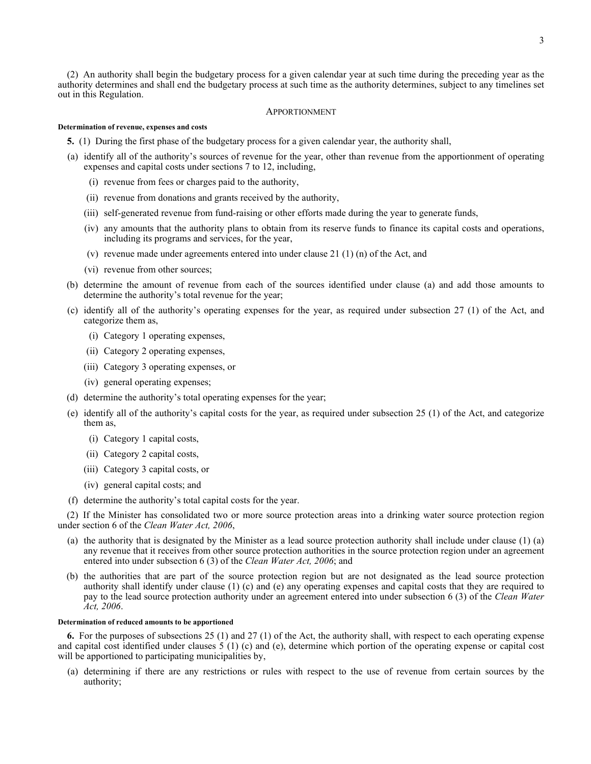(2) An authority shall begin the budgetary process for a given calendar year at such time during the preceding year as the authority determines and shall end the budgetary process at such time as the authority determines, subject to any timelines set out in this Regulation.

## APPORTIONMENT

#### Determination of revenue, expenses and costs

**5.** (1) During the first phase of the budgetary process for a given calendar year, the authority shall,

(a) identify all of the authority's sources of revenue for the year, other than revenue from the apportionment of operating expenses and capital costs under sections 7 to 12, including,

- (i) revenue from fees or charges paid to the authority,
- (ii) revenue from donations and grants received by the authority,
- (iii) self-generated revenue from fund-raising or other efforts made during the year to generate funds,
- (iv) any amounts that the authority plans to obtain from its reserve funds to finance its capital costs and operations, including its programs and services, for the year,
- (v) revenue made under agreements entered into under clause 21 (1) (n) of the Act, and
- (vi) revenue from other sources;

(b) determine the amount of revenue from each of the sources identified under clause (a) and add those amounts to determine the authority's total revenue for the year;

(c) identify all of the authority's operating expenses for the year, as required under subsection 27 (1) of the Act, and categorize them as,

- (i) Category 1 operating expenses,
- (ii) Category 2 operating expenses,
- (iii) Category 3 operating expenses, or
- (iv) general operating expenses;

(d) determine the authority's total operating expenses for the year;

(e) identify all of the authority's capital costs for the year, as required under subsection 25 (1) of the Act, and categorize them as,

- (i) Category 1 capital costs,
- (ii) Category 2 capital costs,
- (iii) Category 3 capital costs, or
- (iv) general capital costs; and

(f) determine the authority's total capital costs for the year.

(2) If the Minister has consolidated two or more source protection areas into a drinking water source protection region under section 6 of the *Clean Water Act, 2006*,

(a) the authority that is designated by the Minister as a lead source protection authority shall include under clause (1) (a) any revenue that it receives from other source protection authorities in the source protection region under an agreement entered into under subsection 6 (3) of the *Clean Water Act, 2006*; and

(b) the authorities that are part of the source protection region but are not designated as the lead source protection authority shall identify under clause (1) (c) and (e) any operating expenses and capital costs that they are required to pay to the lead source protection authority under an agreement entered into under subsection 6 (3) of the *Clean Water Act, 2006*.

#### Determination of reduced amounts to be apportioned

**6.** For the purposes of subsections 25 (1) and 27 (1) of the Act, the authority shall, with respect to each operating expense and capital cost identified under clauses 5 (1) (c) and (e), determine which portion of the operating expense or capital cost will be apportioned to participating municipalities by,

(a) determining if there are any restrictions or rules with respect to the use of revenue from certain sources by the authority;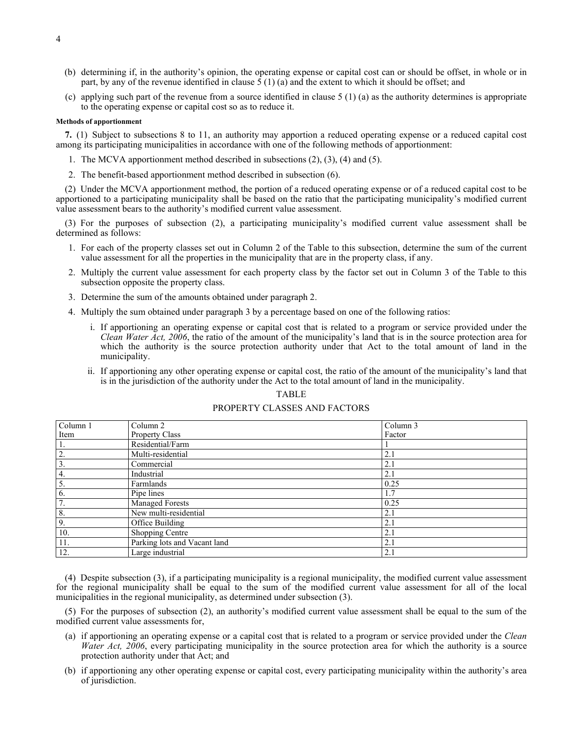(b) determining if, in the authority's opinion, the operating expense or capital cost can or should be offset, in whole or in part, by any of the revenue identified in clause 5 (1) (a) and the extent to which it should be offset; and

(c) applying such part of the revenue from a source identified in clause 5 (1) (a) as the authority determines is appropriate to the operating expense or capital cost so as to reduce it.

**Methods of apportionment**

**7.** (1) Subject to subsections 8 to 11, an authority may apportion a reduced operating expense or a reduced capital cost among its participating municipalities in accordance with one of the following methods of apportionment:

1. The MCVA apportionment method described in subsections (2), (3), (4) and (5).
2. The benefit-based apportionment method described in subsection (6).

(2) Under the MCVA apportionment method, the portion of a reduced operating expense or of a reduced capital cost to be apportioned to a participating municipality shall be based on the ratio that the participating municipality's modified current value assessment bears to the authority's modified current value assessment.

(3) For the purposes of subsection (2), a participating municipality's modified current value assessment shall be determined as follows:

1. For each of the property classes set out in Column 2 of the Table to this subsection, determine the sum of the current value assessment for all the properties in the municipality that are in the property class, if any.
2. Multiply the current value assessment for each property class by the factor set out in Column 3 of the Table to this subsection opposite the property class.
3. Determine the sum of the amounts obtained under paragraph 2.
4. Multiply the sum obtained under paragraph 3 by a percentage based on one of the following ratios:
   i. If apportioning an operating expense or capital cost that is related to a program or service provided under the *Clean Water Act, 2006*, the ratio of the amount of the municipality's land that is in the source protection area for which the authority is the source protection authority under that Act to the total amount of land in the municipality.
   ii. If apportioning any other operating expense or capital cost, the ratio of the amount of the municipality's land that is in the jurisdiction of the authority under the Act to the total amount of land in the municipality.

TABLE

PROPERTY CLASSES AND FACTORS

| Column 1<br>Item | Column 2<br>Property Class | Column 3<br>Factor |
|---|---|---|
| 1. | Residential/Farm | 1 |
| 2. | Multi-residential | 2.1 |
| 3. | Commercial | 2.1 |
| 4. | Industrial | 2.1 |
| 5. | Farmlands | 0.25 |
| 6. | Pipe lines | 1.7 |
| 7. | Managed Forests | 0.25 |
| 8. | New multi-residential | 2.1 |
| 9. | Office Building | 2.1 |
| 10. | Shopping Centre | 2.1 |
| 11. | Parking lots and Vacant land | 2.1 |
| 12. | Large industrial | 2.1 |

(4) Despite subsection (3), if a participating municipality is a regional municipality, the modified current value assessment for the regional municipality shall be equal to the sum of the modified current value assessment for all of the local municipalities in the regional municipality, as determined under subsection (3).

(5) For the purposes of subsection (2), an authority's modified current value assessment shall be equal to the sum of the modified current value assessments for,

(a) if apportioning an operating expense or a capital cost that is related to a program or service provided under the *Clean Water Act, 2006*, every participating municipality in the source protection area for which the authority is a source protection authority under that Act; and

(b) if apportioning any other operating expense or capital cost, every participating municipality within the authority's area of jurisdiction.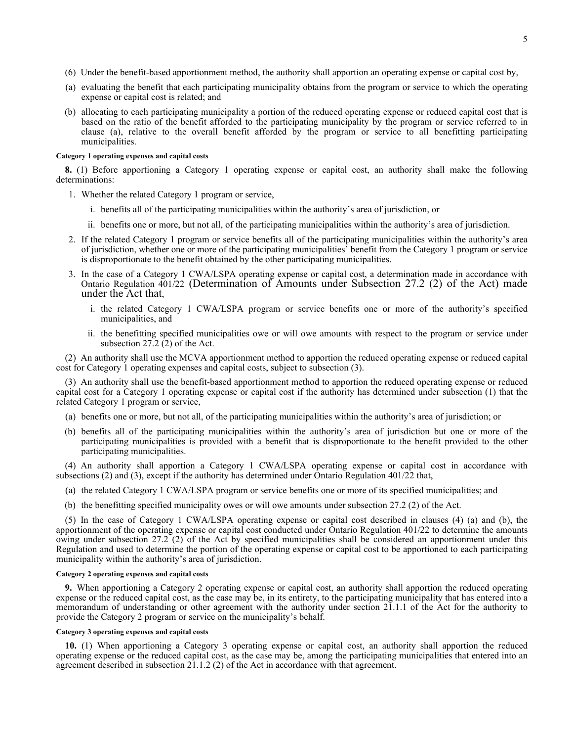(6) Under the benefit-based apportionment method, the authority shall apportion an operating expense or capital cost by,

(a) evaluating the benefit that each participating municipality obtains from the program or service to which the operating expense or capital cost is related; and

(b) allocating to each participating municipality a portion of the reduced operating expense or reduced capital cost that is based on the ratio of the benefit afforded to the participating municipality by the program or service referred to in clause (a), relative to the overall benefit afforded by the program or service to all benefitting participating municipalities.

#### Category 1 operating expenses and capital costs

**8.** (1) Before apportioning a Category 1 operating expense or capital cost, an authority shall make the following determinations:

1. Whether the related Category 1 program or service,
   i. benefits all of the participating municipalities within the authority's area of jurisdiction, or
   ii. benefits one or more, but not all, of the participating municipalities within the authority's area of jurisdiction.
2. If the related Category 1 program or service benefits all of the participating municipalities within the authority's area of jurisdiction, whether one or more of the participating municipalities' benefit from the Category 1 program or service is disproportionate to the benefit obtained by the other participating municipalities.
3. In the case of a Category 1 CWA/LSPA operating expense or capital cost, a determination made in accordance with Ontario Regulation 401/22 (Determination of Amounts under Subsection 27.2 (2) of the Act) made under the Act that,
   i. the related Category 1 CWA/LSPA program or service benefits one or more of the authority's specified municipalities, and
   ii. the benefitting specified municipalities owe or will owe amounts with respect to the program or service under subsection 27.2 (2) of the Act.

(2) An authority shall use the MCVA apportionment method to apportion the reduced operating expense or reduced capital cost for Category 1 operating expenses and capital costs, subject to subsection (3).

(3) An authority shall use the benefit-based apportionment method to apportion the reduced operating expense or reduced capital cost for a Category 1 operating expense or capital cost if the authority has determined under subsection (1) that the related Category 1 program or service,

(a) benefits one or more, but not all, of the participating municipalities within the authority's area of jurisdiction; or

(b) benefits all of the participating municipalities within the authority's area of jurisdiction but one or more of the participating municipalities is provided with a benefit that is disproportionate to the benefit provided to the other participating municipalities.

(4) An authority shall apportion a Category 1 CWA/LSPA operating expense or capital cost in accordance with subsections (2) and (3), except if the authority has determined under Ontario Regulation 401/22 that,

(a) the related Category 1 CWA/LSPA program or service benefits one or more of its specified municipalities; and

(b) the benefitting specified municipality owes or will owe amounts under subsection 27.2 (2) of the Act.

(5) In the case of Category 1 CWA/LSPA operating expense or capital cost described in clauses (4) (a) and (b), the apportionment of the operating expense or capital cost conducted under Ontario Regulation 401/22 to determine the amounts owing under subsection 27.2 (2) of the Act by specified municipalities shall be considered an apportionment under this Regulation and used to determine the portion of the operating expense or capital cost to be apportioned to each participating municipality within the authority's area of jurisdiction.

#### Category 2 operating expenses and capital costs

**9.** When apportioning a Category 2 operating expense or capital cost, an authority shall apportion the reduced operating expense or the reduced capital cost, as the case may be, in its entirety, to the participating municipality that has entered into a memorandum of understanding or other agreement with the authority under section 21.1.1 of the Act for the authority to provide the Category 2 program or service on the municipality's behalf.

#### Category 3 operating expenses and capital costs

**10.** (1) When apportioning a Category 3 operating expense or capital cost, an authority shall apportion the reduced operating expense or the reduced capital cost, as the case may be, among the participating municipalities that entered into an agreement described in subsection 21.1.2 (2) of the Act in accordance with that agreement.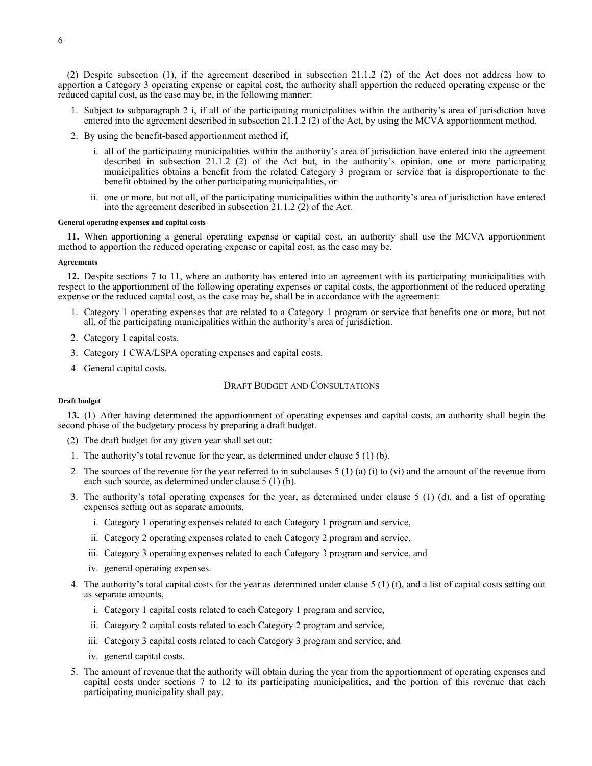(2) Despite subsection (1), if the agreement described in subsection 21.1.2 (2) of the Act does not address how to apportion a Category 3 operating expense or capital cost, the authority shall apportion the reduced operating expense or the reduced capital cost, as the case may be, in the following manner:

1. Subject to subparagraph 2 i, if all of the participating municipalities within the authority's area of jurisdiction have entered into the agreement described in subsection 21.1.2 (2) of the Act, by using the MCVA apportionment method.
2. By using the benefit-based apportionment method if,
   i. all of the participating municipalities within the authority's area of jurisdiction have entered into the agreement described in subsection 21.1.2 (2) of the Act but, in the authority's opinion, one or more participating municipalities obtains a benefit from the related Category 3 program or service that is disproportionate to the benefit obtained by the other participating municipalities, or
   ii. one or more, but not all, of the participating municipalities within the authority's area of jurisdiction have entered into the agreement described in subsection 21.1.2 (2) of the Act.

**General operating expenses and capital costs**

**11.** When apportioning a general operating expense or capital cost, an authority shall use the MCVA apportionment method to apportion the reduced operating expense or capital cost, as the case may be.

**Agreements**

**12.** Despite sections 7 to 11, where an authority has entered into an agreement with its participating municipalities with respect to the apportionment of the following operating expenses or capital costs, the apportionment of the reduced operating expense or the reduced capital cost, as the case may be, shall be in accordance with the agreement:

1. Category 1 operating expenses that are related to a Category 1 program or service that benefits one or more, but not all, of the participating municipalities within the authority's area of jurisdiction.
2. Category 1 capital costs.
3. Category 1 CWA/LSPA operating expenses and capital costs.
4. General capital costs.

## Draft Budget and Consultations

**Draft budget**

**13.** (1) After having determined the apportionment of operating expenses and capital costs, an authority shall begin the second phase of the budgetary process by preparing a draft budget.

(2) The draft budget for any given year shall set out:

1. The authority's total revenue for the year, as determined under clause 5 (1) (b).
2. The sources of the revenue for the year referred to in subclauses 5 (1) (a) (i) to (vi) and the amount of the revenue from each such source, as determined under clause 5 (1) (b).
3. The authority's total operating expenses for the year, as determined under clause 5 (1) (d), and a list of operating expenses setting out as separate amounts,
   i. Category 1 operating expenses related to each Category 1 program and service,
   ii. Category 2 operating expenses related to each Category 2 program and service,
   iii. Category 3 operating expenses related to each Category 3 program and service, and
   iv. general operating expenses.
4. The authority's total capital costs for the year as determined under clause 5 (1) (f), and a list of capital costs setting out as separate amounts,
   i. Category 1 capital costs related to each Category 1 program and service,
   ii. Category 2 capital costs related to each Category 2 program and service,
   iii. Category 3 capital costs related to each Category 3 program and service, and
   iv. general capital costs.
5. The amount of revenue that the authority will obtain during the year from the apportionment of operating expenses and capital costs under sections 7 to 12 to its participating municipalities, and the portion of this revenue that each participating municipality shall pay.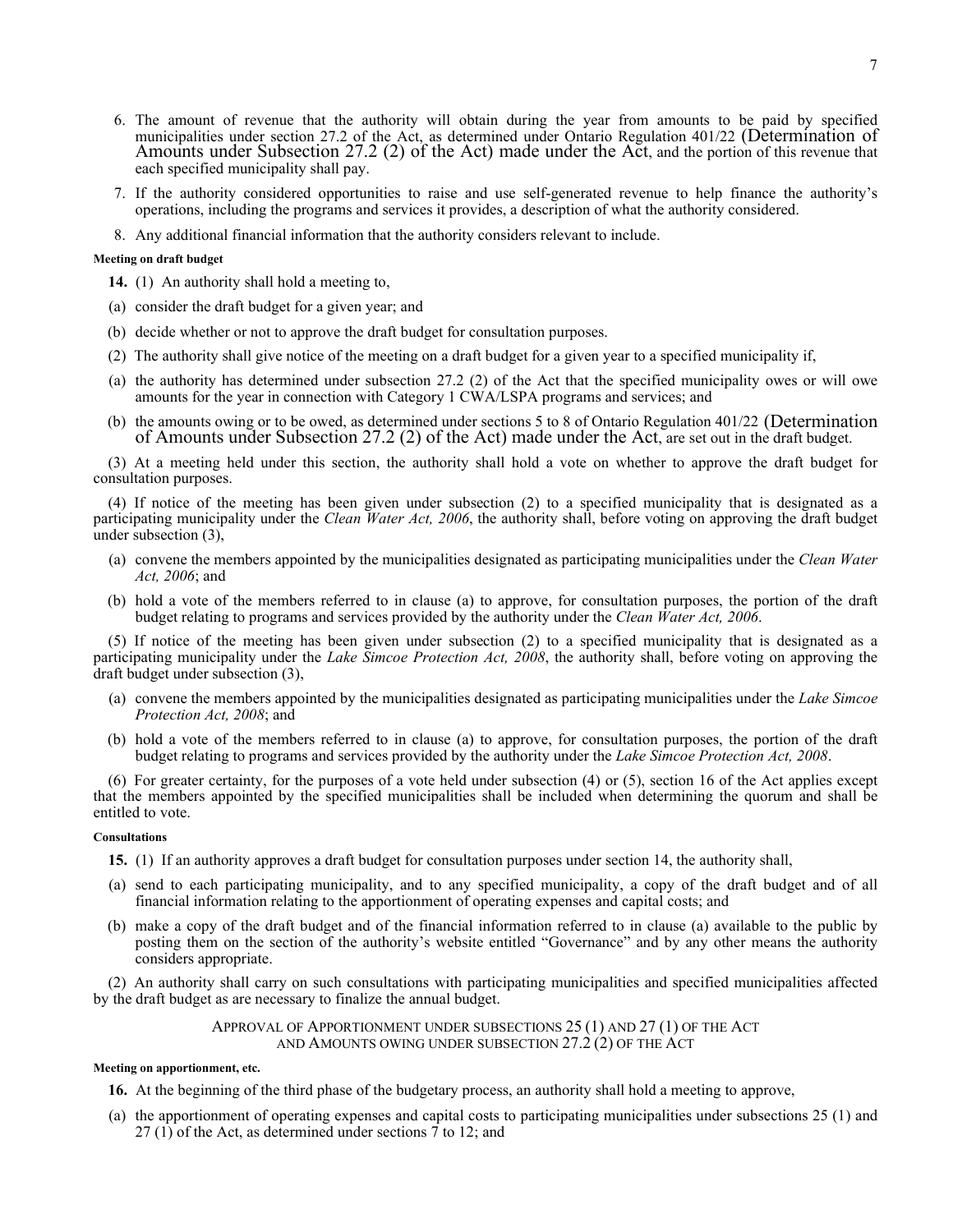6. The amount of revenue that the authority will obtain during the year from amounts to be paid by specified municipalities under section 27.2 of the Act, as determined under Ontario Regulation 401/22 (Determination of Amounts under Subsection 27.2 (2) of the Act) made under the Act, and the portion of this revenue that each specified municipality shall pay.
7. If the authority considered opportunities to raise and use self-generated revenue to help finance the authority's operations, including the programs and services it provides, a description of what the authority considered.
8. Any additional financial information that the authority considers relevant to include.

**Meeting on draft budget**

**14.** (1) An authority shall hold a meeting to,

(a) consider the draft budget for a given year; and

(b) decide whether or not to approve the draft budget for consultation purposes.

(2) The authority shall give notice of the meeting on a draft budget for a given year to a specified municipality if,

(a) the authority has determined under subsection 27.2 (2) of the Act that the specified municipality owes or will owe amounts for the year in connection with Category 1 CWA/LSPA programs and services; and

(b) the amounts owing or to be owed, as determined under sections 5 to 8 of Ontario Regulation 401/22 (Determination of Amounts under Subsection 27.2 (2) of the Act) made under the Act, are set out in the draft budget.

(3) At a meeting held under this section, the authority shall hold a vote on whether to approve the draft budget for consultation purposes.

(4) If notice of the meeting has been given under subsection (2) to a specified municipality that is designated as a participating municipality under the *Clean Water Act, 2006*, the authority shall, before voting on approving the draft budget under subsection (3),

(a) convene the members appointed by the municipalities designated as participating municipalities under the *Clean Water Act, 2006*; and

(b) hold a vote of the members referred to in clause (a) to approve, for consultation purposes, the portion of the draft budget relating to programs and services provided by the authority under the *Clean Water Act, 2006*.

(5) If notice of the meeting has been given under subsection (2) to a specified municipality that is designated as a participating municipality under the *Lake Simcoe Protection Act, 2008*, the authority shall, before voting on approving the draft budget under subsection (3),

(a) convene the members appointed by the municipalities designated as participating municipalities under the *Lake Simcoe Protection Act, 2008*; and

(b) hold a vote of the members referred to in clause (a) to approve, for consultation purposes, the portion of the draft budget relating to programs and services provided by the authority under the *Lake Simcoe Protection Act, 2008*.

(6) For greater certainty, for the purposes of a vote held under subsection (4) or (5), section 16 of the Act applies except that the members appointed by the specified municipalities shall be included when determining the quorum and shall be entitled to vote.

**Consultations**

**15.** (1) If an authority approves a draft budget for consultation purposes under section 14, the authority shall,

(a) send to each participating municipality, and to any specified municipality, a copy of the draft budget and of all financial information relating to the apportionment of operating expenses and capital costs; and

(b) make a copy of the draft budget and of the financial information referred to in clause (a) available to the public by posting them on the section of the authority's website entitled "Governance" and by any other means the authority considers appropriate.

(2) An authority shall carry on such consultations with participating municipalities and specified municipalities affected by the draft budget as are necessary to finalize the annual budget.

APPROVAL OF APPORTIONMENT UNDER SUBSECTIONS 25 (1) AND 27 (1) OF THE ACT AND AMOUNTS OWING UNDER SUBSECTION 27.2 (2) OF THE ACT

**Meeting on apportionment, etc.**

**16.** At the beginning of the third phase of the budgetary process, an authority shall hold a meeting to approve,

(a) the apportionment of operating expenses and capital costs to participating municipalities under subsections 25 (1) and 27 (1) of the Act, as determined under sections 7 to 12; and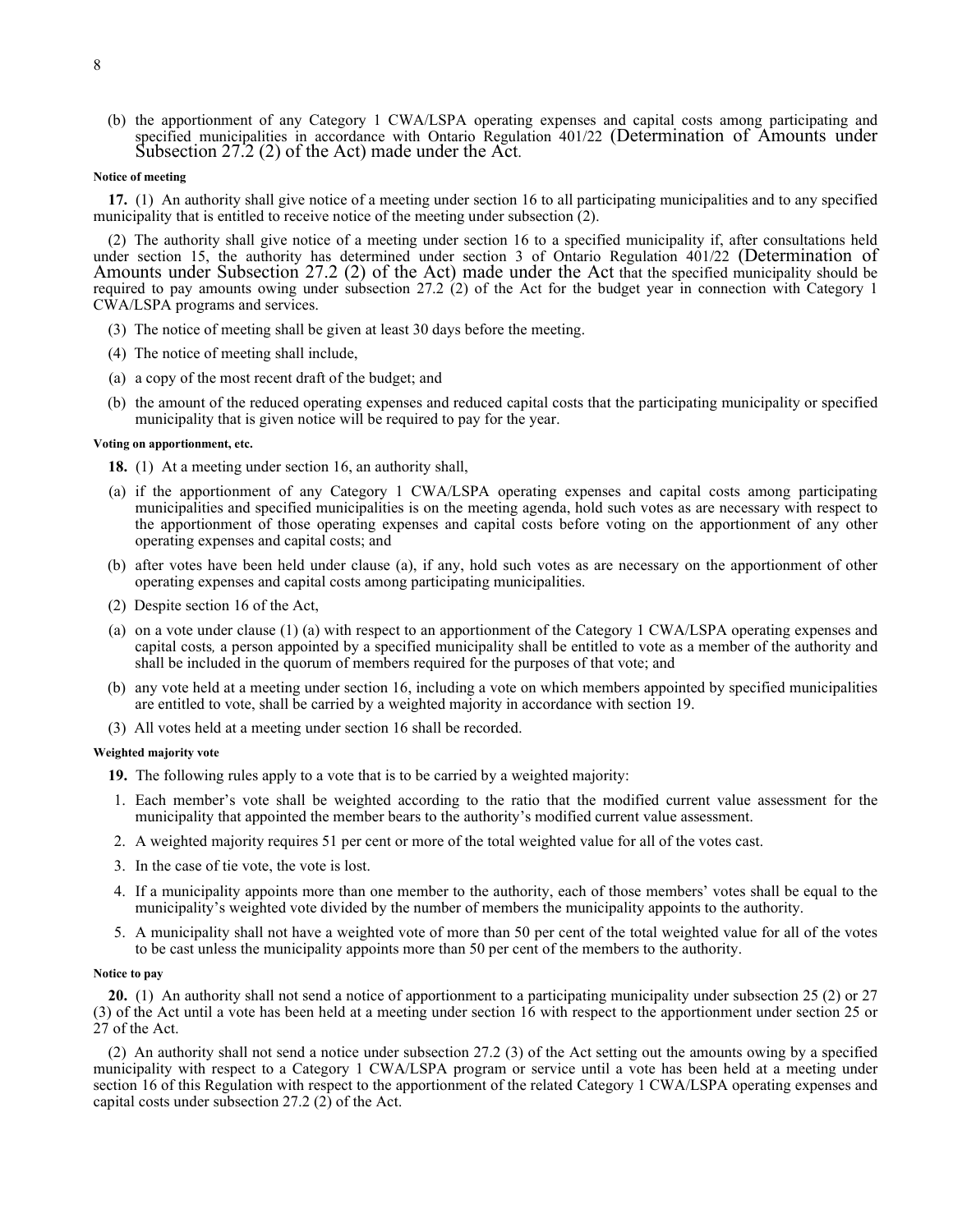(b) the apportionment of any Category 1 CWA/LSPA operating expenses and capital costs among participating and specified municipalities in accordance with Ontario Regulation 401/22 (Determination of Amounts under Subsection 27.2 (2) of the Act) made under the Act.

**Notice of meeting**

**17.** (1) An authority shall give notice of a meeting under section 16 to all participating municipalities and to any specified municipality that is entitled to receive notice of the meeting under subsection (2).

(2) The authority shall give notice of a meeting under section 16 to a specified municipality if, after consultations held under section 15, the authority has determined under section 3 of Ontario Regulation 401/22 (Determination of Amounts under Subsection 27.2 (2) of the Act) made under the Act that the specified municipality should be required to pay amounts owing under subsection 27.2 (2) of the Act for the budget year in connection with Category 1 CWA/LSPA programs and services.

(3) The notice of meeting shall be given at least 30 days before the meeting.

(4) The notice of meeting shall include,

(a) a copy of the most recent draft of the budget; and

(b) the amount of the reduced operating expenses and reduced capital costs that the participating municipality or specified municipality that is given notice will be required to pay for the year.

**Voting on apportionment, etc.**

**18.** (1) At a meeting under section 16, an authority shall,

(a) if the apportionment of any Category 1 CWA/LSPA operating expenses and capital costs among participating municipalities and specified municipalities is on the meeting agenda, hold such votes as are necessary with respect to the apportionment of those operating expenses and capital costs before voting on the apportionment of any other operating expenses and capital costs; and

(b) after votes have been held under clause (a), if any, hold such votes as are necessary on the apportionment of other operating expenses and capital costs among participating municipalities.

(2) Despite section 16 of the Act,

(a) on a vote under clause (1) (a) with respect to an apportionment of the Category 1 CWA/LSPA operating expenses and capital costs, a person appointed by a specified municipality shall be entitled to vote as a member of the authority and shall be included in the quorum of members required for the purposes of that vote; and

(b) any vote held at a meeting under section 16, including a vote on which members appointed by specified municipalities are entitled to vote, shall be carried by a weighted majority in accordance with section 19.

(3) All votes held at a meeting under section 16 shall be recorded.

**Weighted majority vote**

**19.** The following rules apply to a vote that is to be carried by a weighted majority:

1. Each member's vote shall be weighted according to the ratio that the modified current value assessment for the municipality that appointed the member bears to the authority's modified current value assessment.
2. A weighted majority requires 51 per cent or more of the total weighted value for all of the votes cast.
3. In the case of tie vote, the vote is lost.
4. If a municipality appoints more than one member to the authority, each of those members' votes shall be equal to the municipality's weighted vote divided by the number of members the municipality appoints to the authority.
5. A municipality shall not have a weighted vote of more than 50 per cent of the total weighted value for all of the votes to be cast unless the municipality appoints more than 50 per cent of the members to the authority.

**Notice to pay**

**20.** (1) An authority shall not send a notice of apportionment to a participating municipality under subsection 25 (2) or 27 (3) of the Act until a vote has been held at a meeting under section 16 with respect to the apportionment under section 25 or 27 of the Act.

(2) An authority shall not send a notice under subsection 27.2 (3) of the Act setting out the amounts owing by a specified municipality with respect to a Category 1 CWA/LSPA program or service until a vote has been held at a meeting under section 16 of this Regulation with respect to the apportionment of the related Category 1 CWA/LSPA operating expenses and capital costs under subsection 27.2 (2) of the Act.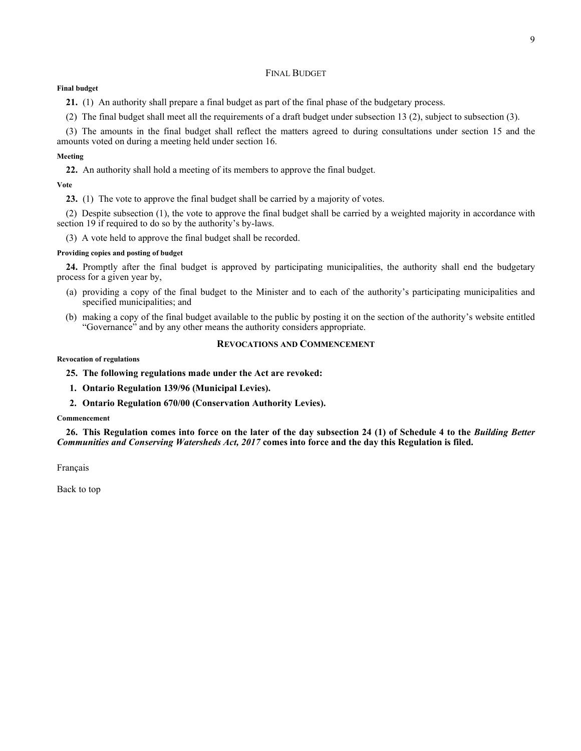## FINAL BUDGET

**Final budget**

**21.** (1) An authority shall prepare a final budget as part of the final phase of the budgetary process.

(2) The final budget shall meet all the requirements of a draft budget under subsection 13 (2), subject to subsection (3).

(3) The amounts in the final budget shall reflect the matters agreed to during consultations under section 15 and the amounts voted on during a meeting held under section 16.

**Meeting**

**22.** An authority shall hold a meeting of its members to approve the final budget.

**Vote**

**23.** (1) The vote to approve the final budget shall be carried by a majority of votes.

(2) Despite subsection (1), the vote to approve the final budget shall be carried by a weighted majority in accordance with section 19 if required to do so by the authority's by-laws.

(3) A vote held to approve the final budget shall be recorded.

**Providing copies and posting of budget**

**24.** Promptly after the final budget is approved by participating municipalities, the authority shall end the budgetary process for a given year by,

- (a) providing a copy of the final budget to the Minister and to each of the authority's participating municipalities and specified municipalities; and
- (b) making a copy of the final budget available to the public by posting it on the section of the authority's website entitled "Governance" and by any other means the authority considers appropriate.

## REVOCATIONS AND COMMENCEMENT

**Revocation of regulations**

**25. The following regulations made under the Act are revoked:**

**1. Ontario Regulation 139/96 (Municipal Levies).**

**2. Ontario Regulation 670/00 (Conservation Authority Levies).**

**Commencement**

**26. This Regulation comes into force on the later of the day subsection 24 (1) of Schedule 4 to the *Building Better Communities and Conserving Watersheds Act, 2017* comes into force and the day this Regulation is filed.**

Français

Back to top